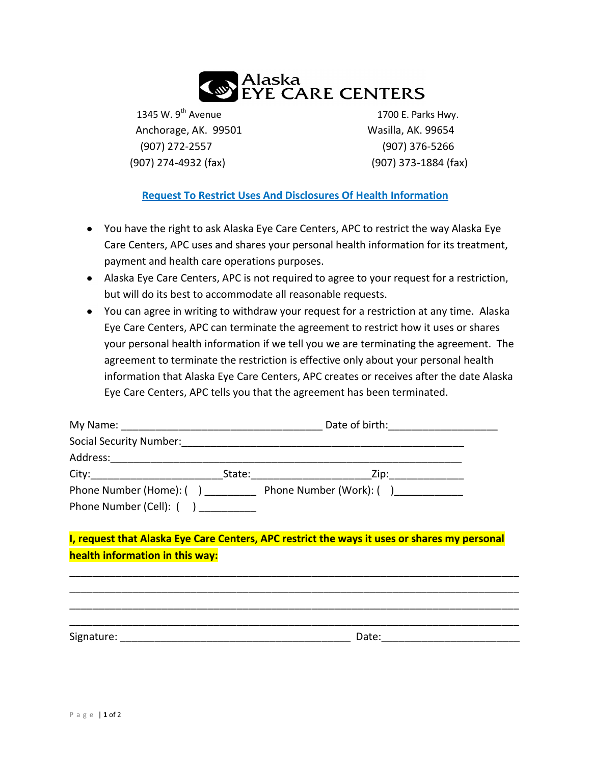# Alaska EYE CARE CENTERS

1345 W. 9th Avenue
Anchorage, AK. 99501
(907) 272-2557
(907) 274-4932 (fax)

1700 E. Parks Hwy.
Wasilla, AK. 99654
(907) 376-5266
(907) 373-1884 (fax)

## Request To Restrict Uses And Disclosures Of Health Information

- You have the right to ask Alaska Eye Care Centers, APC to restrict the way Alaska Eye Care Centers, APC uses and shares your personal health information for its treatment, payment and health care operations purposes.
- Alaska Eye Care Centers, APC is not required to agree to your request for a restriction, but will do its best to accommodate all reasonable requests.
- You can agree in writing to withdraw your request for a restriction at any time. Alaska Eye Care Centers, APC can terminate the agreement to restrict how it uses or shares your personal health information if we tell you we are terminating the agreement. The agreement to terminate the restriction is effective only about your personal health information that Alaska Eye Care Centers, APC creates or receives after the date Alaska Eye Care Centers, APC tells you that the agreement has been terminated.

My Name: ___________________________________ Date of birth:___________________

Social Security Number:_________________________________________________

Address:______________________________________________________________

City:______________________State:____________________Zip:_____________

Phone Number (Home): ( ) _________ Phone Number (Work): ( )____________

Phone Number (Cell): ( ) __________

**I, request that Alaska Eye Care Centers, APC restrict the ways it uses or shares my personal health information in this way:**

______________________________________________________________________________

______________________________________________________________________________

______________________________________________________________________________

______________________________________________________________________________

Signature: ________________________________________ Date:________________________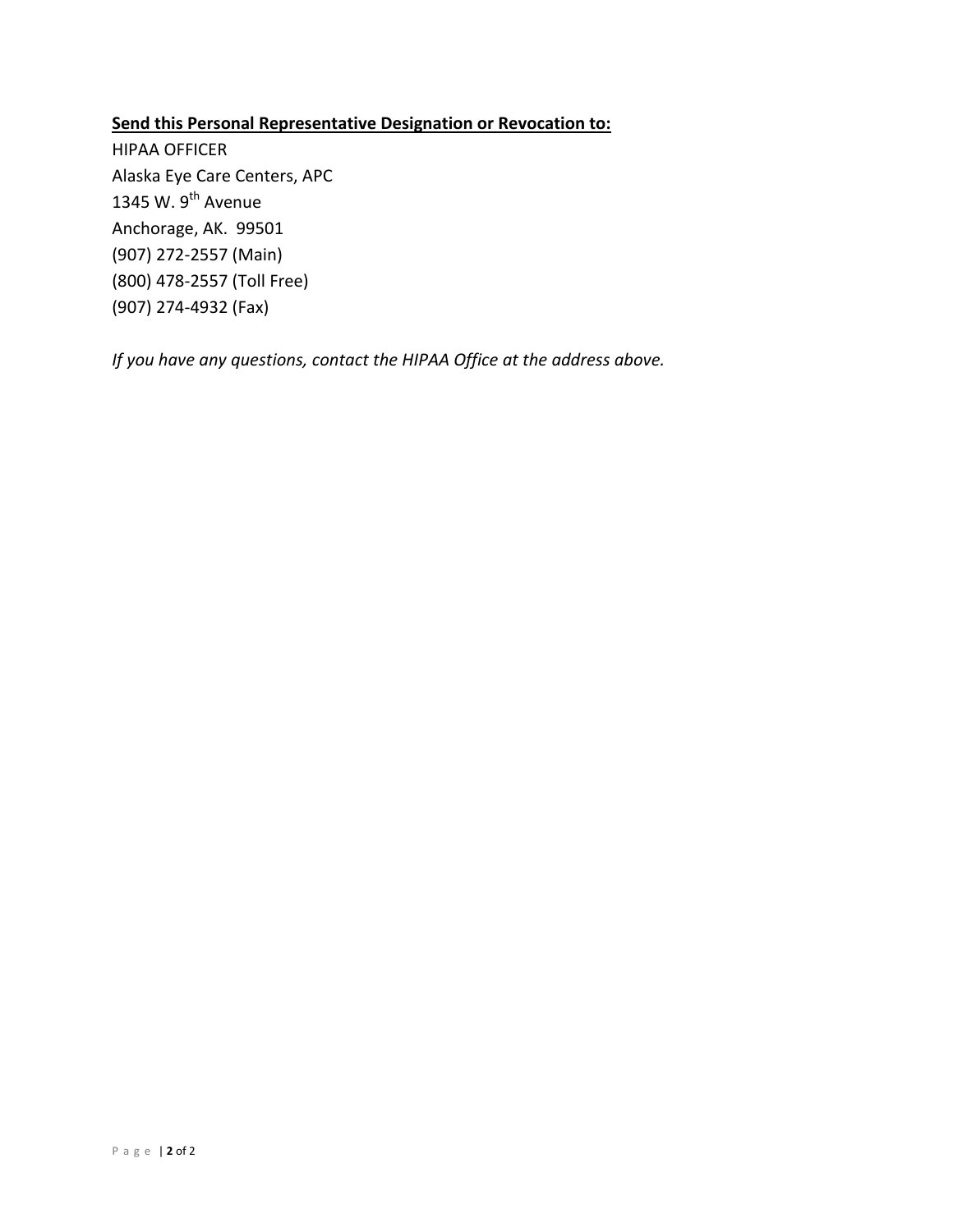**Send this Personal Representative Designation or Revocation to:**

HIPAA OFFICER
Alaska Eye Care Centers, APC
1345 W. 9th Avenue
Anchorage, AK. 99501
(907) 272-2557 (Main)
(800) 478-2557 (Toll Free)
(907) 274-4932 (Fax)

*If you have any questions, contact the HIPAA Office at the address above.*